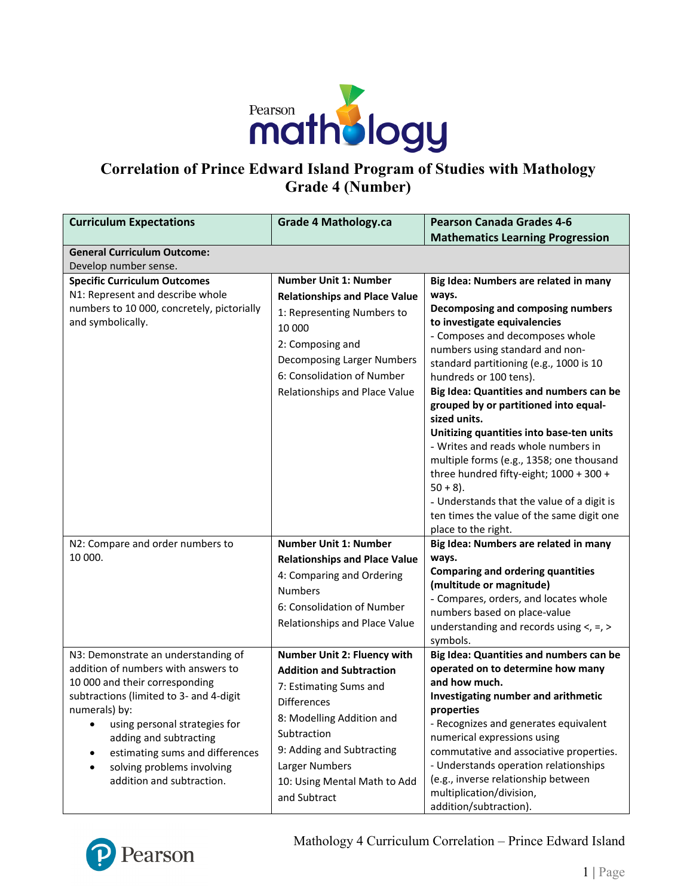# Correlation of Prince Edward Island Program of Studies with Mathology Grade 4 (Number)

| Curriculum Expectations | Grade 4 Mathology.ca | Pearson Canada Grades 4-6 Mathematics Learning Progression |
|---|---|---|
| **General Curriculum Outcome:** Develop number sense. | | |
| **Specific Curriculum Outcomes**<br>N1: Represent and describe whole numbers to 10 000, concretely, pictorially and symbolically. | **Number Unit 1: Number Relationships and Place Value**<br>1: Representing Numbers to 10 000<br>2: Composing and Decomposing Larger Numbers<br>6: Consolidation of Number Relationships and Place Value | **Big Idea: Numbers are related in many ways.**<br>**Decomposing and composing numbers to investigate equivalencies**<br>- Composes and decomposes whole numbers using standard and non-standard partitioning (e.g., 1000 is 10 hundreds or 100 tens).<br>**Big Idea: Quantities and numbers can be grouped by or partitioned into equal-sized units.**<br>**Unitizing quantities into base-ten units**<br>- Writes and reads whole numbers in multiple forms (e.g., 1358; one thousand three hundred fifty-eight; 1000 + 300 + 50 + 8).<br>- Understands that the value of a digit is ten times the value of the same digit one place to the right. |
| N2: Compare and order numbers to 10 000. | **Number Unit 1: Number Relationships and Place Value**<br>4: Comparing and Ordering Numbers<br>6: Consolidation of Number Relationships and Place Value | **Big Idea: Numbers are related in many ways.**<br>**Comparing and ordering quantities (multitude or magnitude)**<br>- Compares, orders, and locates whole numbers based on place-value understanding and records using <, =, > symbols. |
| N3: Demonstrate an understanding of addition of numbers with answers to 10 000 and their corresponding subtractions (limited to 3- and 4-digit numerals) by:<br>• using personal strategies for adding and subtracting<br>• estimating sums and differences<br>• solving problems involving addition and subtraction. | **Number Unit 2: Fluency with Addition and Subtraction**<br>7: Estimating Sums and Differences<br>8: Modelling Addition and Subtraction<br>9: Adding and Subtracting Larger Numbers<br>10: Using Mental Math to Add and Subtract | **Big Idea: Quantities and numbers can be operated on to determine how many and how much.**<br>**Investigating number and arithmetic properties**<br>- Recognizes and generates equivalent numerical expressions using commutative and associative properties.<br>- Understands operation relationships (e.g., inverse relationship between multiplication/division, addition/subtraction). |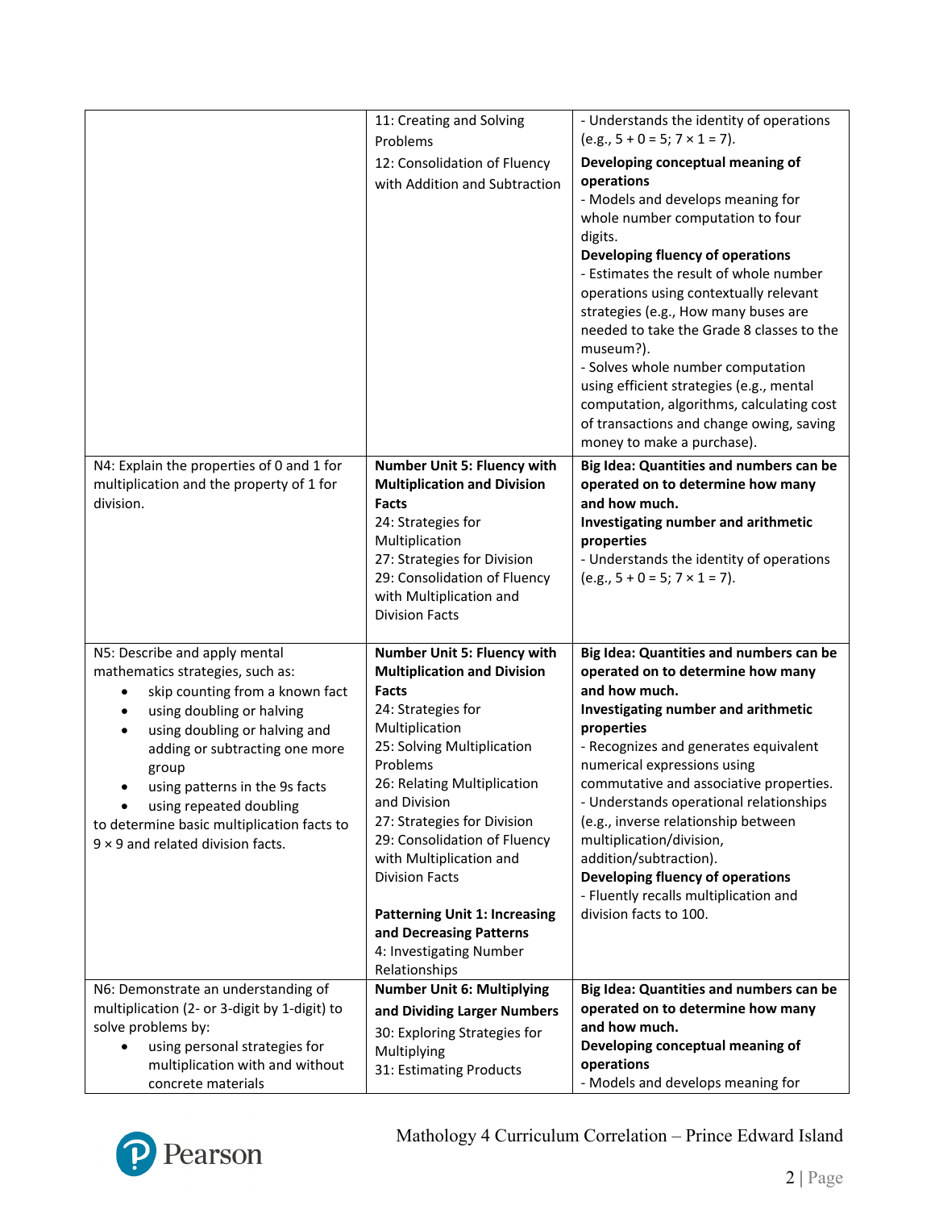| | | |
|---|---|---|
| | 11: Creating and Solving Problems<br>12: Consolidation of Fluency with Addition and Subtraction | - Understands the identity of operations (e.g., 5 + 0 = 5; 7 × 1 = 7).<br>**Developing conceptual meaning of operations**<br>- Models and develops meaning for whole number computation to four digits.<br>**Developing fluency of operations**<br>- Estimates the result of whole number operations using contextually relevant strategies (e.g., How many buses are needed to take the Grade 8 classes to the museum?).<br>- Solves whole number computation using efficient strategies (e.g., mental computation, algorithms, calculating cost of transactions and change owing, saving money to make a purchase). |
| N4: Explain the properties of 0 and 1 for multiplication and the property of 1 for division. | **Number Unit 5: Fluency with Multiplication and Division Facts**<br>24: Strategies for Multiplication<br>27: Strategies for Division<br>29: Consolidation of Fluency with Multiplication and Division Facts | **Big Idea: Quantities and numbers can be operated on to determine how many and how much.**<br>**Investigating number and arithmetic properties**<br>- Understands the identity of operations (e.g., 5 + 0 = 5; 7 × 1 = 7). |
| N5: Describe and apply mental mathematics strategies, such as:<br>• skip counting from a known fact<br>• using doubling or halving<br>• using doubling or halving and adding or subtracting one more group<br>• using patterns in the 9s facts<br>• using repeated doubling<br>to determine basic multiplication facts to 9 × 9 and related division facts. | **Number Unit 5: Fluency with Multiplication and Division Facts**<br>24: Strategies for Multiplication<br>25: Solving Multiplication Problems<br>26: Relating Multiplication and Division<br>27: Strategies for Division<br>29: Consolidation of Fluency with Multiplication and Division Facts<br><br>**Patterning Unit 1: Increasing and Decreasing Patterns**<br>4: Investigating Number Relationships | **Big Idea: Quantities and numbers can be operated on to determine how many and how much.**<br>**Investigating number and arithmetic properties**<br>- Recognizes and generates equivalent numerical expressions using commutative and associative properties.<br>- Understands operational relationships (e.g., inverse relationship between multiplication/division, addition/subtraction).<br>**Developing fluency of operations**<br>- Fluently recalls multiplication and division facts to 100. |
| N6: Demonstrate an understanding of multiplication (2- or 3-digit by 1-digit) to solve problems by:<br>• using personal strategies for multiplication with and without concrete materials | **Number Unit 6: Multiplying and Dividing Larger Numbers**<br>30: Exploring Strategies for Multiplying<br>31: Estimating Products | **Big Idea: Quantities and numbers can be operated on to determine how many and how much.**<br>**Developing conceptual meaning of operations**<br>- Models and develops meaning for |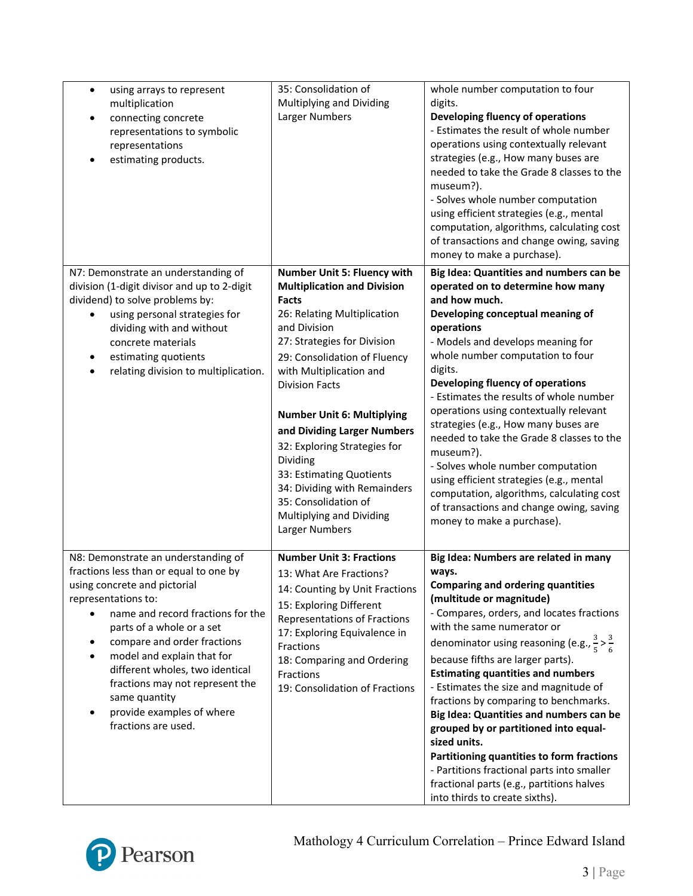| | | |
|---|---|---|
| • using arrays to represent multiplication<br>• connecting concrete representations to symbolic representations<br>• estimating products. | 35: Consolidation of Multiplying and Dividing Larger Numbers | whole number computation to four digits.<br>**Developing fluency of operations**<br>- Estimates the result of whole number operations using contextually relevant strategies (e.g., How many buses are needed to take the Grade 8 classes to the museum?).<br>- Solves whole number computation using efficient strategies (e.g., mental computation, algorithms, calculating cost of transactions and change owing, saving money to make a purchase). |
| N7: Demonstrate an understanding of division (1-digit divisor and up to 2-digit dividend) to solve problems by:<br>• using personal strategies for dividing with and without concrete materials<br>• estimating quotients<br>• relating division to multiplication. | **Number Unit 5: Fluency with Multiplication and Division Facts**<br>26: Relating Multiplication and Division<br>27: Strategies for Division<br>29: Consolidation of Fluency with Multiplication and Division Facts<br><br>**Number Unit 6: Multiplying and Dividing Larger Numbers**<br>32: Exploring Strategies for Dividing<br>33: Estimating Quotients<br>34: Dividing with Remainders<br>35: Consolidation of Multiplying and Dividing Larger Numbers | **Big Idea: Quantities and numbers can be operated on to determine how many and how much.**<br>**Developing conceptual meaning of operations**<br>- Models and develops meaning for whole number computation to four digits.<br>**Developing fluency of operations**<br>- Estimates the results of whole number operations using contextually relevant strategies (e.g., How many buses are needed to take the Grade 8 classes to the museum?).<br>- Solves whole number computation using efficient strategies (e.g., mental computation, algorithms, calculating cost of transactions and change owing, saving money to make a purchase). |
| N8: Demonstrate an understanding of fractions less than or equal to one by using concrete and pictorial representations to:<br>• name and record fractions for the parts of a whole or a set<br>• compare and order fractions<br>• model and explain that for different wholes, two identical fractions may not represent the same quantity<br>• provide examples of where fractions are used. | **Number Unit 3: Fractions**<br>13: What Are Fractions?<br>14: Counting by Unit Fractions<br>15: Exploring Different Representations of Fractions<br>17: Exploring Equivalence in Fractions<br>18: Comparing and Ordering Fractions<br>19: Consolidation of Fractions | **Big Idea: Numbers are related in many ways.**<br>**Comparing and ordering quantities (multitude or magnitude)**<br>- Compares, orders, and locates fractions with the same numerator or denominator using reasoning (e.g., $\frac{3}{5} > \frac{3}{6}$ because fifths are larger parts).<br>**Estimating quantities and numbers**<br>- Estimates the size and magnitude of fractions by comparing to benchmarks.<br>**Big Idea: Quantities and numbers can be grouped by or partitioned into equal-sized units.**<br>**Partitioning quantities to form fractions**<br>- Partitions fractional parts into smaller fractional parts (e.g., partitions halves into thirds to create sixths). |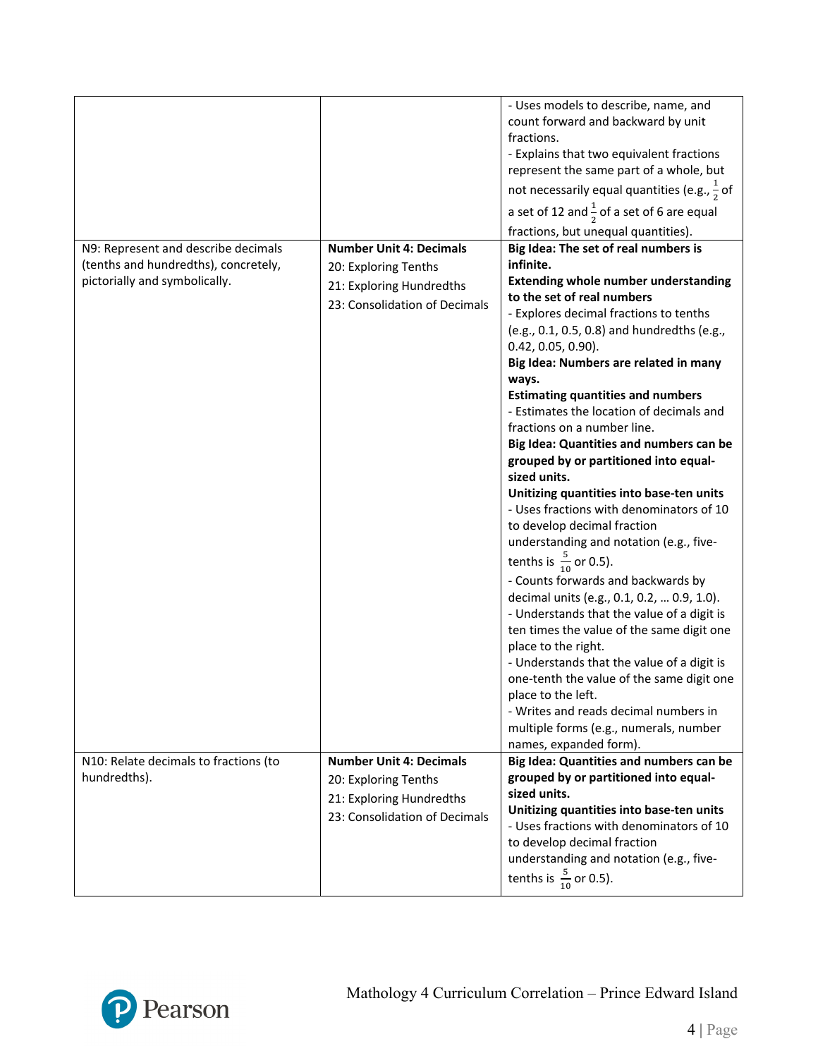| | | |
|---|---|---|
| | | - Uses models to describe, name, and count forward and backward by unit fractions.<br>- Explains that two equivalent fractions represent the same part of a whole, but not necessarily equal quantities (e.g., $\frac{1}{2}$ of a set of 12 and $\frac{1}{2}$ of a set of 6 are equal fractions, but unequal quantities). |
| N9: Represent and describe decimals (tenths and hundredths), concretely, pictorially and symbolically. | **Number Unit 4: Decimals**<br>20: Exploring Tenths<br>21: Exploring Hundredths<br>23: Consolidation of Decimals | **Big Idea: The set of real numbers is infinite.**<br>**Extending whole number understanding to the set of real numbers**<br>- Explores decimal fractions to tenths (e.g., 0.1, 0.5, 0.8) and hundredths (e.g., 0.42, 0.05, 0.90).<br>**Big Idea: Numbers are related in many ways.**<br>**Estimating quantities and numbers**<br>- Estimates the location of decimals and fractions on a number line.<br>**Big Idea: Quantities and numbers can be grouped by or partitioned into equal-sized units.**<br>**Unitizing quantities into base-ten units**<br>- Uses fractions with denominators of 10 to develop decimal fraction understanding and notation (e.g., five-tenths is $\frac{5}{10}$ or 0.5).<br>- Counts forwards and backwards by decimal units (e.g., 0.1, 0.2, … 0.9, 1.0).<br>- Understands that the value of a digit is ten times the value of the same digit one place to the right.<br>- Understands that the value of a digit is one-tenth the value of the same digit one place to the left.<br>- Writes and reads decimal numbers in multiple forms (e.g., numerals, number names, expanded form). |
| N10: Relate decimals to fractions (to hundredths). | **Number Unit 4: Decimals**<br>20: Exploring Tenths<br>21: Exploring Hundredths<br>23: Consolidation of Decimals | **Big Idea: Quantities and numbers can be grouped by or partitioned into equal-sized units.**<br>**Unitizing quantities into base-ten units**<br>- Uses fractions with denominators of 10 to develop decimal fraction understanding and notation (e.g., five-tenths is $\frac{5}{10}$ or 0.5). |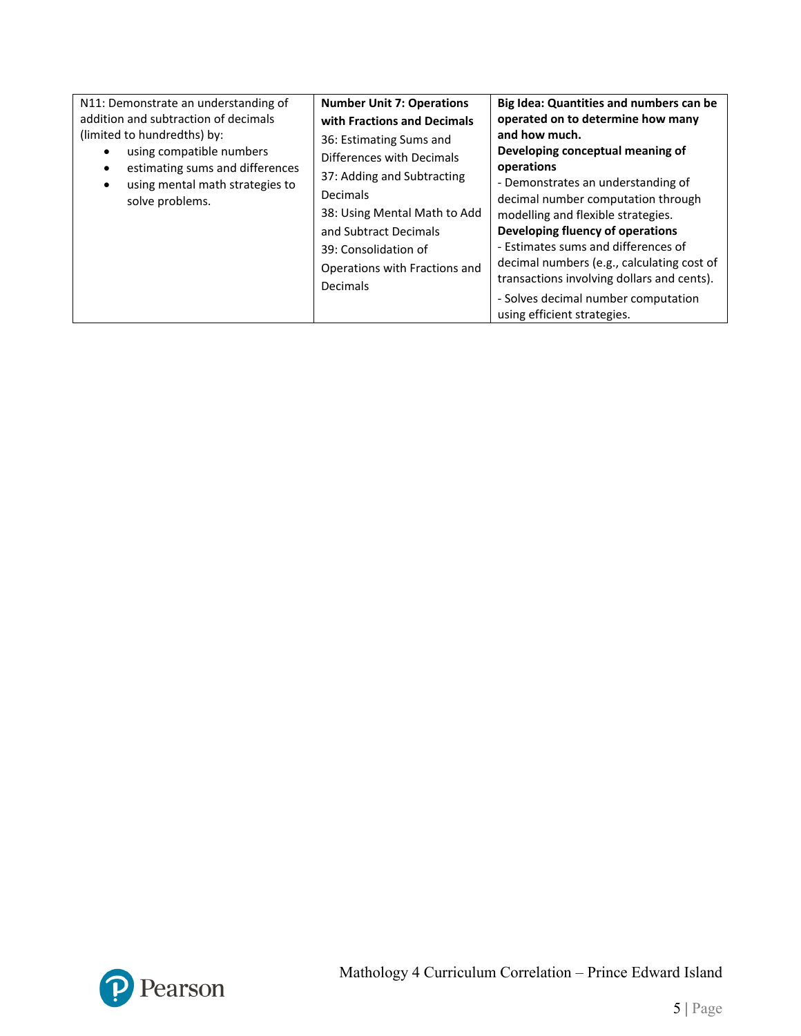| | | |
|---|---|---|
| N11: Demonstrate an understanding of addition and subtraction of decimals (limited to hundredths) by:<br>• using compatible numbers<br>• estimating sums and differences<br>• using mental math strategies to solve problems. | **Number Unit 7: Operations with Fractions and Decimals**<br>36: Estimating Sums and Differences with Decimals<br>37: Adding and Subtracting Decimals<br>38: Using Mental Math to Add and Subtract Decimals<br>39: Consolidation of Operations with Fractions and Decimals | **Big Idea: Quantities and numbers can be operated on to determine how many and how much.**<br>**Developing conceptual meaning of operations**<br>- Demonstrates an understanding of decimal number computation through modelling and flexible strategies.<br>**Developing fluency of operations**<br>- Estimates sums and differences of decimal numbers (e.g., calculating cost of transactions involving dollars and cents).<br>- Solves decimal number computation using efficient strategies. |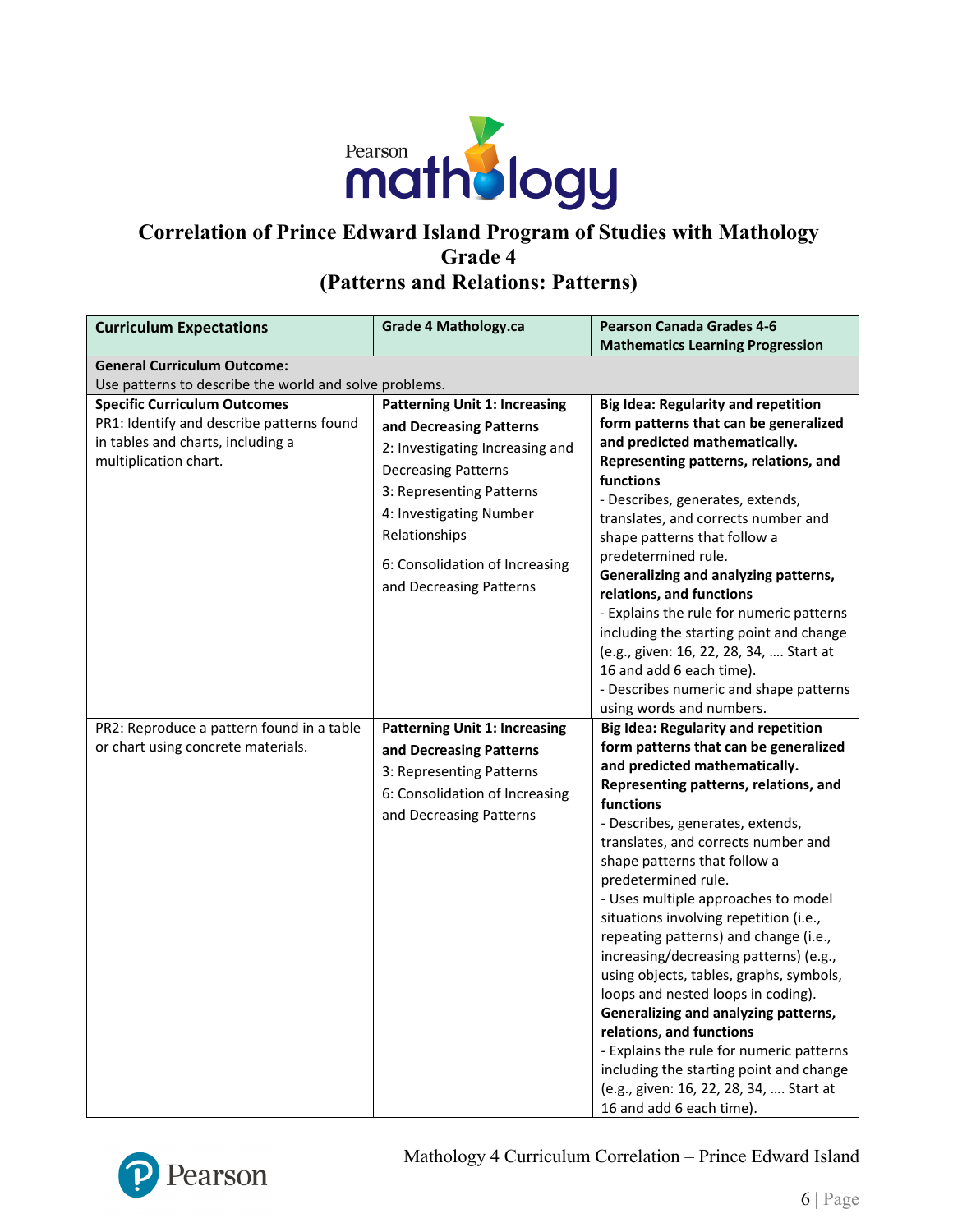# Correlation of Prince Edward Island Program of Studies with Mathology Grade 4 (Patterns and Relations: Patterns)

| Curriculum Expectations | Grade 4 Mathology.ca | Pearson Canada Grades 4-6 Mathematics Learning Progression |
|---|---|---|
| **General Curriculum Outcome:** Use patterns to describe the world and solve problems. | | |
| **Specific Curriculum Outcomes**<br>PR1: Identify and describe patterns found in tables and charts, including a multiplication chart. | **Patterning Unit 1: Increasing and Decreasing Patterns**<br>2: Investigating Increasing and Decreasing Patterns<br>3: Representing Patterns<br>4: Investigating Number Relationships<br>6: Consolidation of Increasing and Decreasing Patterns | **Big Idea: Regularity and repetition form patterns that can be generalized and predicted mathematically.**<br>**Representing patterns, relations, and functions**<br>- Describes, generates, extends, translates, and corrects number and shape patterns that follow a predetermined rule.<br>**Generalizing and analyzing patterns, relations, and functions**<br>- Explains the rule for numeric patterns including the starting point and change (e.g., given: 16, 22, 28, 34, …. Start at 16 and add 6 each time).<br>- Describes numeric and shape patterns using words and numbers. |
| PR2: Reproduce a pattern found in a table or chart using concrete materials. | **Patterning Unit 1: Increasing and Decreasing Patterns**<br>3: Representing Patterns<br>6: Consolidation of Increasing and Decreasing Patterns | **Big Idea: Regularity and repetition form patterns that can be generalized and predicted mathematically.**<br>**Representing patterns, relations, and functions**<br>- Describes, generates, extends, translates, and corrects number and shape patterns that follow a predetermined rule.<br>- Uses multiple approaches to model situations involving repetition (i.e., repeating patterns) and change (i.e., increasing/decreasing patterns) (e.g., using objects, tables, graphs, symbols, loops and nested loops in coding).<br>**Generalizing and analyzing patterns, relations, and functions**<br>- Explains the rule for numeric patterns including the starting point and change (e.g., given: 16, 22, 28, 34, …. Start at 16 and add 6 each time). |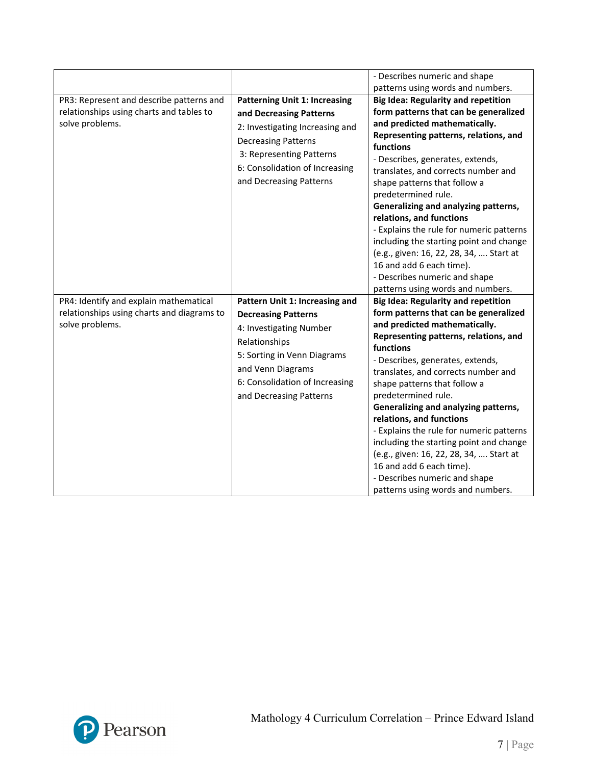| | | |
|---|---|---|
| | | - Describes numeric and shape patterns using words and numbers. |
| PR3: Represent and describe patterns and relationships using charts and tables to solve problems. | **Patterning Unit 1: Increasing and Decreasing Patterns**<br>2: Investigating Increasing and Decreasing Patterns<br>3: Representing Patterns<br>6: Consolidation of Increasing and Decreasing Patterns | **Big Idea: Regularity and repetition form patterns that can be generalized and predicted mathematically.**<br>**Representing patterns, relations, and functions**<br>- Describes, generates, extends, translates, and corrects number and shape patterns that follow a predetermined rule.<br>**Generalizing and analyzing patterns, relations, and functions**<br>- Explains the rule for numeric patterns including the starting point and change (e.g., given: 16, 22, 28, 34, …. Start at 16 and add 6 each time).<br>- Describes numeric and shape patterns using words and numbers. |
| PR4: Identify and explain mathematical relationships using charts and diagrams to solve problems. | **Pattern Unit 1: Increasing and Decreasing Patterns**<br>4: Investigating Number Relationships<br>5: Sorting in Venn Diagrams and Venn Diagrams<br>6: Consolidation of Increasing and Decreasing Patterns | **Big Idea: Regularity and repetition form patterns that can be generalized and predicted mathematically.**<br>**Representing patterns, relations, and functions**<br>- Describes, generates, extends, translates, and corrects number and shape patterns that follow a predetermined rule.<br>**Generalizing and analyzing patterns, relations, and functions**<br>- Explains the rule for numeric patterns including the starting point and change (e.g., given: 16, 22, 28, 34, …. Start at 16 and add 6 each time).<br>- Describes numeric and shape patterns using words and numbers. |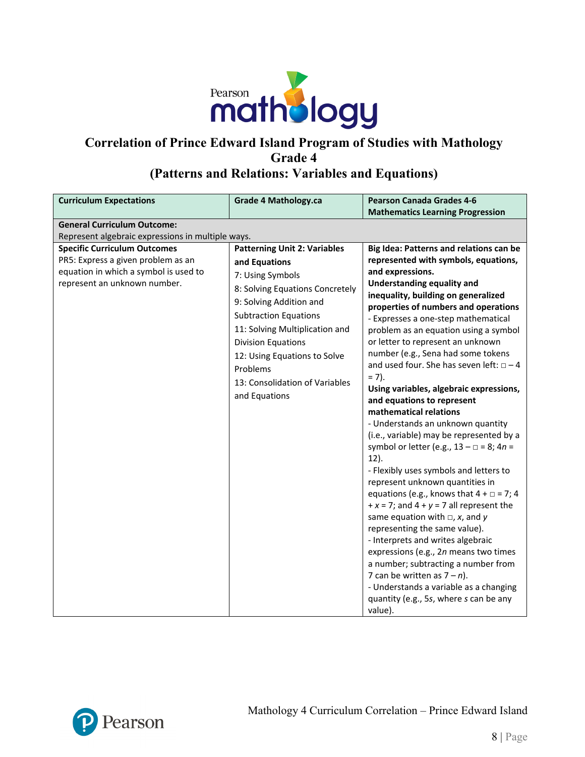# Correlation of Prince Edward Island Program of Studies with Mathology
## Grade 4
## (Patterns and Relations: Variables and Equations)

| Curriculum Expectations | Grade 4 Mathology.ca | Pearson Canada Grades 4-6 Mathematics Learning Progression |
|---|---|---|
| **General Curriculum Outcome:** Represent algebraic expressions in multiple ways. | | |
| **Specific Curriculum Outcomes**<br>PR5: Express a given problem as an equation in which a symbol is used to represent an unknown number. | **Patterning Unit 2: Variables and Equations**<br>7: Using Symbols<br>8: Solving Equations Concretely<br>9: Solving Addition and Subtraction Equations<br>11: Solving Multiplication and Division Equations<br>12: Using Equations to Solve Problems<br>13: Consolidation of Variables and Equations | **Big Idea: Patterns and relations can be represented with symbols, equations, and expressions.**<br>**Understanding equality and inequality, building on generalized properties of numbers and operations**<br>- Expresses a one-step mathematical problem as an equation using a symbol or letter to represent an unknown number (e.g., Sena had some tokens and used four. She has seven left: $\square - 4 = 7$).<br>**Using variables, algebraic expressions, and equations to represent mathematical relations**<br>- Understands an unknown quantity (i.e., variable) may be represented by a symbol or letter (e.g., $13 - \square = 8$; $4n = 12$).<br>- Flexibly uses symbols and letters to represent unknown quantities in equations (e.g., knows that $4 + \square = 7$; $4 + x = 7$; and $4 + y = 7$ all represent the same equation with $\square$, $x$, and $y$ representing the same value).<br>- Interprets and writes algebraic expressions (e.g., $2n$ means two times a number; subtracting a number from 7 can be written as $7 - n$).<br>- Understands a variable as a changing quantity (e.g., $5s$, where $s$ can be any value). |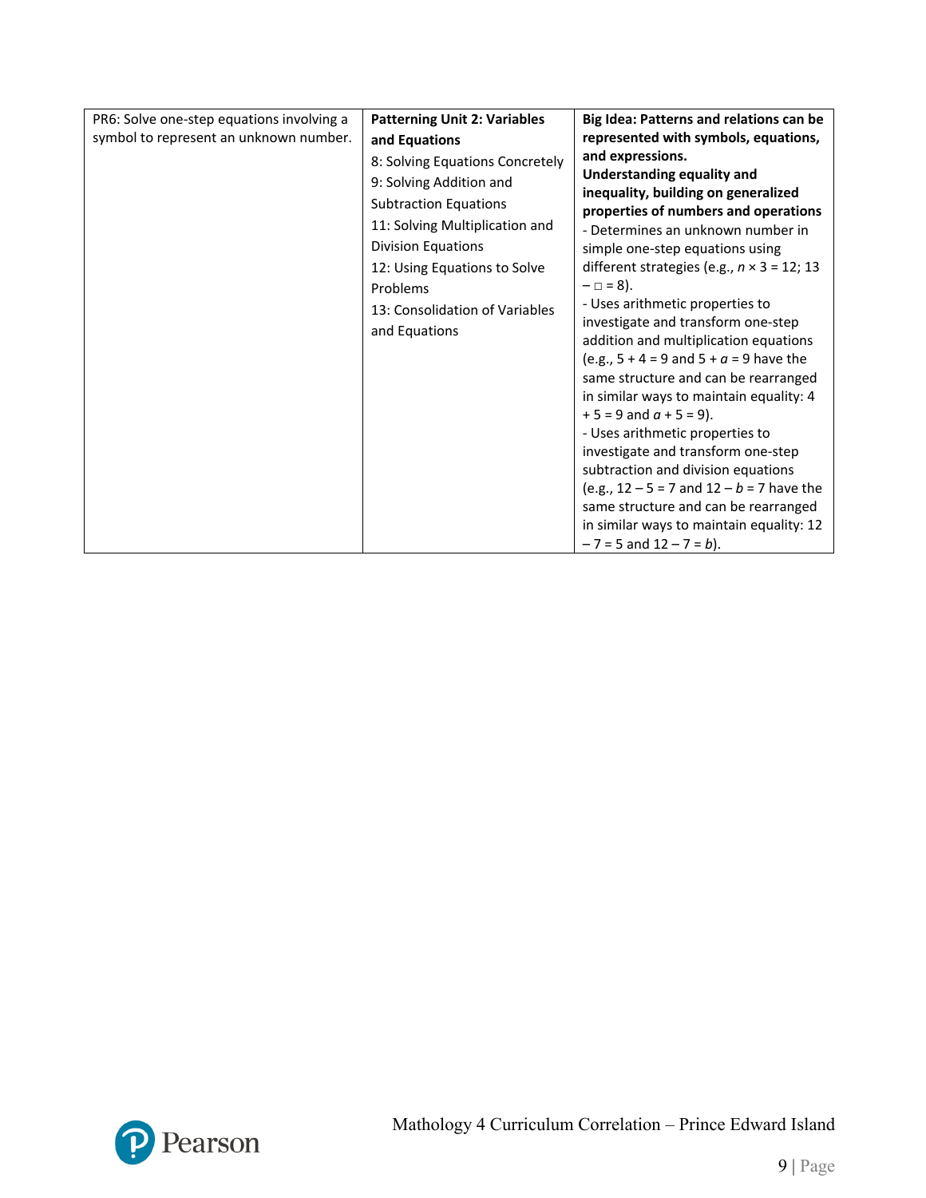| PR6: Solve one-step equations involving a symbol to represent an unknown number. | **Patterning Unit 2: Variables and Equations**<br>8: Solving Equations Concretely<br>9: Solving Addition and Subtraction Equations<br>11: Solving Multiplication and Division Equations<br>12: Using Equations to Solve Problems<br>13: Consolidation of Variables and Equations | **Big Idea: Patterns and relations can be represented with symbols, equations, and expressions.**<br>**Understanding equality and inequality, building on generalized properties of numbers and operations**<br>- Determines an unknown number in simple one-step equations using different strategies (e.g., $n \times 3 = 12$; $13 - \square = 8$).<br>- Uses arithmetic properties to investigate and transform one-step addition and multiplication equations (e.g., $5 + 4 = 9$ and $5 + a = 9$ have the same structure and can be rearranged in similar ways to maintain equality: $4 + 5 = 9$ and $a + 5 = 9$).<br>- Uses arithmetic properties to investigate and transform one-step subtraction and division equations (e.g., $12 - 5 = 7$ and $12 - b = 7$ have the same structure and can be rearranged in similar ways to maintain equality: $12 - 7 = 5$ and $12 - 7 = b$). |
|---|---|---|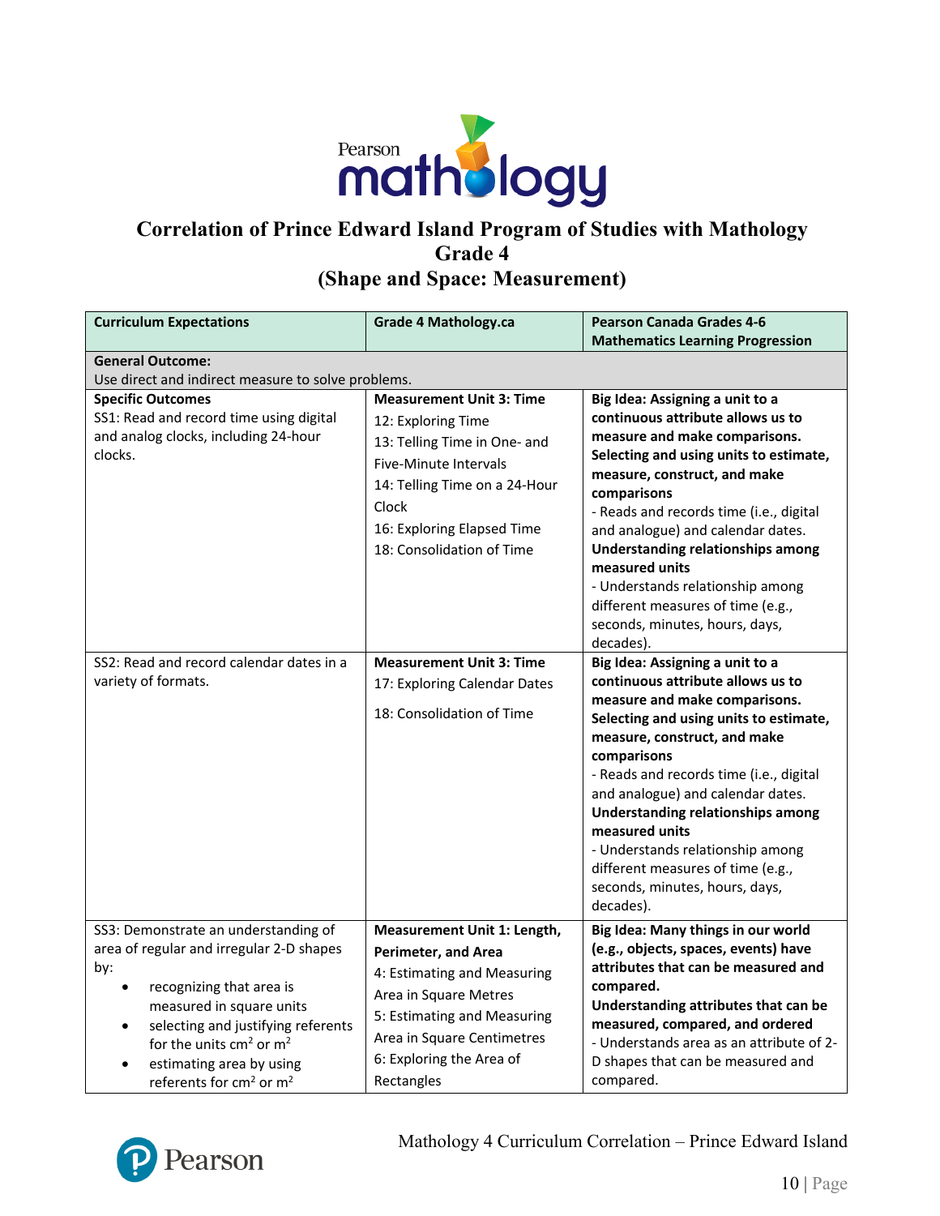# Correlation of Prince Edward Island Program of Studies with Mathology Grade 4 (Shape and Space: Measurement)

| Curriculum Expectations | Grade 4 Mathology.ca | Pearson Canada Grades 4-6 Mathematics Learning Progression |
|---|---|---|
| **General Outcome:** Use direct and indirect measure to solve problems. | | |
| **Specific Outcomes**<br>SS1: Read and record time using digital and analog clocks, including 24-hour clocks. | **Measurement Unit 3: Time**<br>12: Exploring Time<br>13: Telling Time in One- and Five-Minute Intervals<br>14: Telling Time on a 24-Hour Clock<br>16: Exploring Elapsed Time<br>18: Consolidation of Time | **Big Idea: Assigning a unit to a continuous attribute allows us to measure and make comparisons.**<br>**Selecting and using units to estimate, measure, construct, and make comparisons**<br>- Reads and records time (i.e., digital and analogue) and calendar dates.<br>**Understanding relationships among measured units**<br>- Understands relationship among different measures of time (e.g., seconds, minutes, hours, days, decades). |
| SS2: Read and record calendar dates in a variety of formats. | **Measurement Unit 3: Time**<br>17: Exploring Calendar Dates<br>18: Consolidation of Time | **Big Idea: Assigning a unit to a continuous attribute allows us to measure and make comparisons.**<br>**Selecting and using units to estimate, measure, construct, and make comparisons**<br>- Reads and records time (i.e., digital and analogue) and calendar dates.<br>**Understanding relationships among measured units**<br>- Understands relationship among different measures of time (e.g., seconds, minutes, hours, days, decades). |
| SS3: Demonstrate an understanding of area of regular and irregular 2-D shapes by:<br>• recognizing that area is measured in square units<br>• selecting and justifying referents for the units $cm^2$ or $m^2$<br>• estimating area by using referents for $cm^2$ or $m^2$ | **Measurement Unit 1: Length, Perimeter, and Area**<br>4: Estimating and Measuring Area in Square Metres<br>5: Estimating and Measuring Area in Square Centimetres<br>6: Exploring the Area of Rectangles | **Big Idea: Many things in our world (e.g., objects, spaces, events) have attributes that can be measured and compared.**<br>**Understanding attributes that can be measured, compared, and ordered**<br>- Understands area as an attribute of 2-D shapes that can be measured and compared. |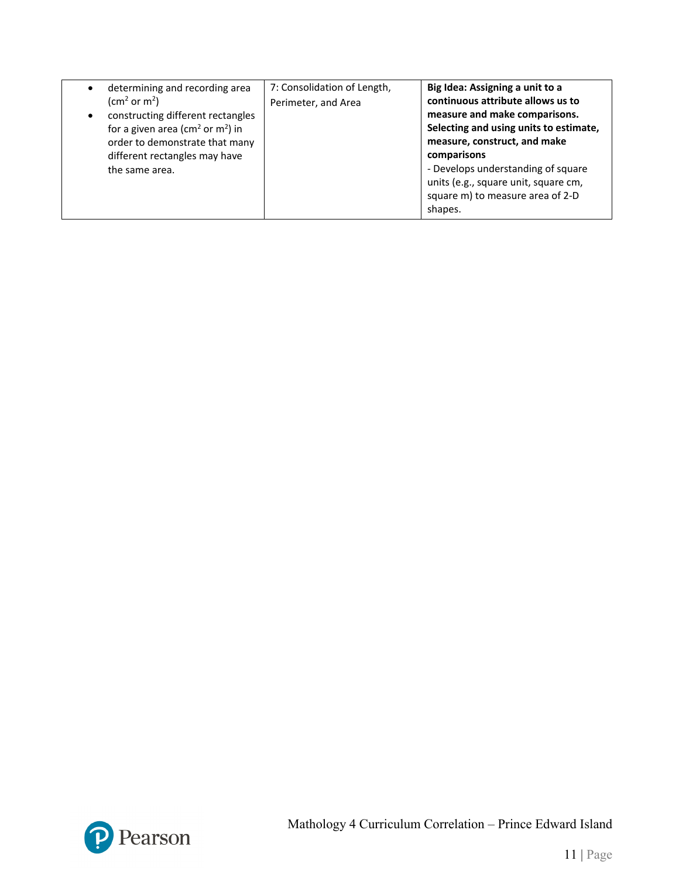| | | |
|---|---|---|
| • determining and recording area ($cm^2$ or $m^2$)<br>• constructing different rectangles for a given area ($cm^2$ or $m^2$) in order to demonstrate that many different rectangles may have the same area. | 7: Consolidation of Length, Perimeter, and Area | **Big Idea: Assigning a unit to a continuous attribute allows us to measure and make comparisons. Selecting and using units to estimate, measure, construct, and make comparisons**<br>- Develops understanding of square units (e.g., square unit, square cm, square m) to measure area of 2-D shapes. |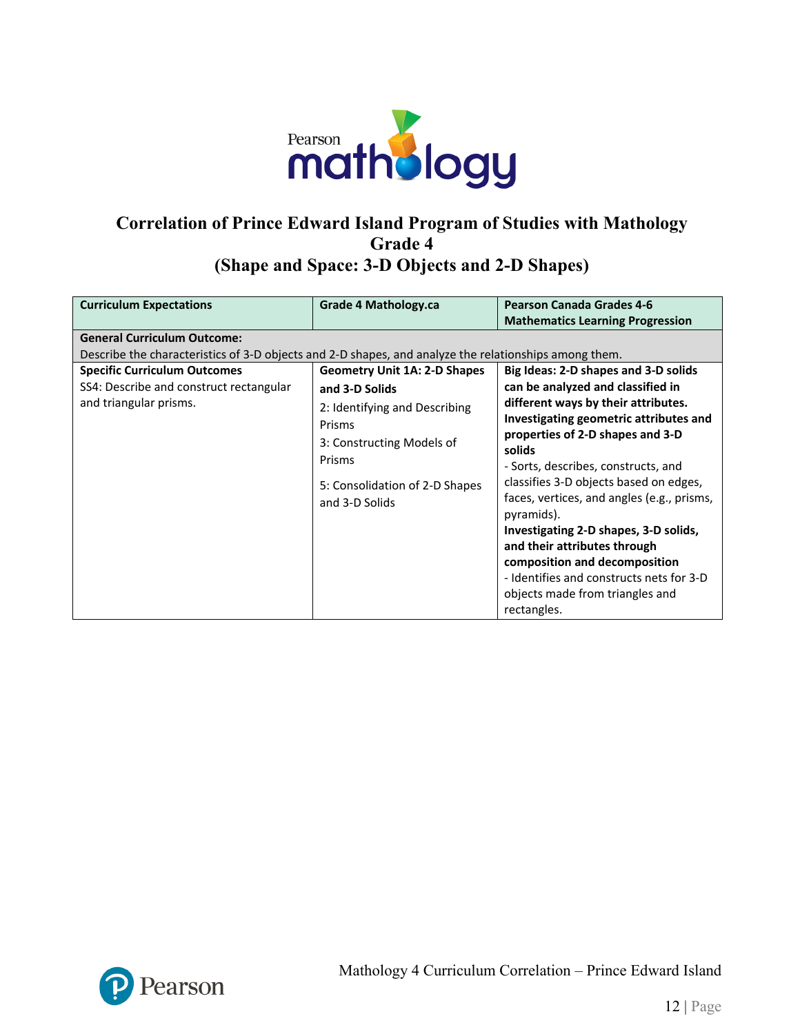## Correlation of Prince Edward Island Program of Studies with Mathology Grade 4 (Shape and Space: 3-D Objects and 2-D Shapes)

| Curriculum Expectations | Grade 4 Mathology.ca | Pearson Canada Grades 4-6 Mathematics Learning Progression |
|---|---|---|
| **General Curriculum Outcome:** Describe the characteristics of 3-D objects and 2-D shapes, and analyze the relationships among them. | | |
| **Specific Curriculum Outcomes**<br>SS4: Describe and construct rectangular and triangular prisms. | **Geometry Unit 1A: 2-D Shapes and 3-D Solids**<br>2: Identifying and Describing Prisms<br>3: Constructing Models of Prisms<br>5: Consolidation of 2-D Shapes and 3-D Solids | **Big Ideas: 2-D shapes and 3-D solids can be analyzed and classified in different ways by their attributes.**<br>**Investigating geometric attributes and properties of 2-D shapes and 3-D solids**<br>- Sorts, describes, constructs, and classifies 3-D objects based on edges, faces, vertices, and angles (e.g., prisms, pyramids).<br>**Investigating 2-D shapes, 3-D solids, and their attributes through composition and decomposition**<br>- Identifies and constructs nets for 3-D objects made from triangles and rectangles. |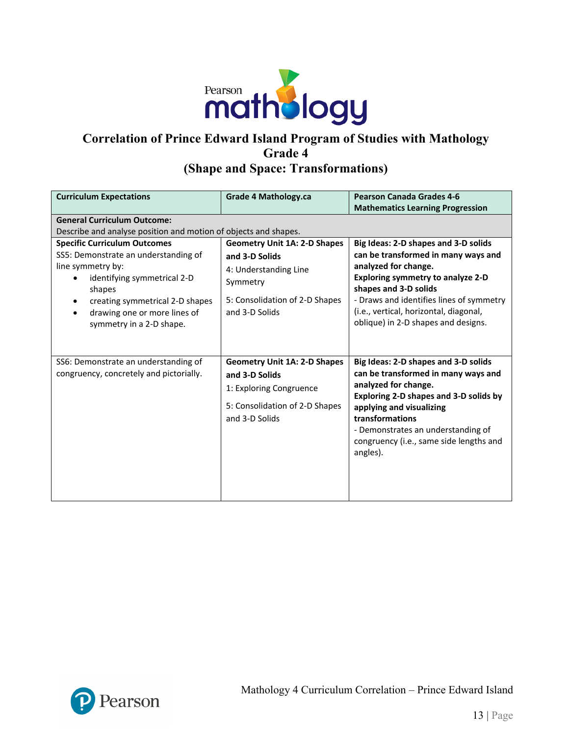# Correlation of Prince Edward Island Program of Studies with Mathology Grade 4 (Shape and Space: Transformations)

| Curriculum Expectations | Grade 4 Mathology.ca | Pearson Canada Grades 4-6 Mathematics Learning Progression |
|---|---|---|
| **General Curriculum Outcome:** Describe and analyse position and motion of objects and shapes. | | |
| **Specific Curriculum Outcomes** SS5: Demonstrate an understanding of line symmetry by: <ul><li>identifying symmetrical 2-D shapes</li><li>creating symmetrical 2-D shapes</li><li>drawing one or more lines of symmetry in a 2-D shape.</li></ul> | **Geometry Unit 1A: 2-D Shapes and 3-D Solids** 4: Understanding Line Symmetry 5: Consolidation of 2-D Shapes and 3-D Solids | **Big Ideas: 2-D shapes and 3-D solids can be transformed in many ways and analyzed for change.** **Exploring symmetry to analyze 2-D shapes and 3-D solids** - Draws and identifies lines of symmetry (i.e., vertical, horizontal, diagonal, oblique) in 2-D shapes and designs. |
| SS6: Demonstrate an understanding of congruency, concretely and pictorially. | **Geometry Unit 1A: 2-D Shapes and 3-D Solids** 1: Exploring Congruence 5: Consolidation of 2-D Shapes and 3-D Solids | **Big Ideas: 2-D shapes and 3-D solids can be transformed in many ways and analyzed for change.** **Exploring 2-D shapes and 3-D solids by applying and visualizing transformations** - Demonstrates an understanding of congruency (i.e., same side lengths and angles). |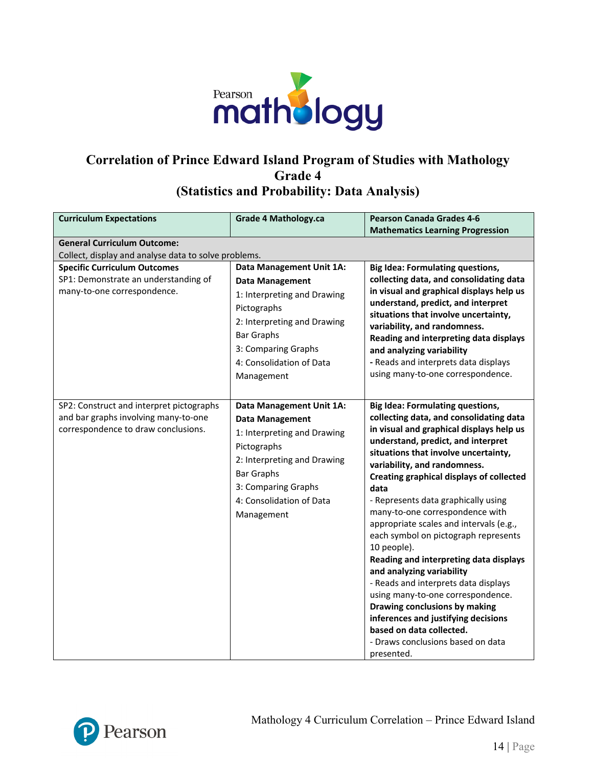# Correlation of Prince Edward Island Program of Studies with Mathology Grade 4 (Statistics and Probability: Data Analysis)

| Curriculum Expectations | Grade 4 Mathology.ca | Pearson Canada Grades 4-6 Mathematics Learning Progression |
|---|---|---|
| **General Curriculum Outcome:** Collect, display and analyse data to solve problems. | | |
| **Specific Curriculum Outcomes**<br>SP1: Demonstrate an understanding of many-to-one correspondence. | **Data Management Unit 1A: Data Management**<br>1: Interpreting and Drawing Pictographs<br>2: Interpreting and Drawing Bar Graphs<br>3: Comparing Graphs<br>4: Consolidation of Data Management | **Big Idea: Formulating questions, collecting data, and consolidating data in visual and graphical displays help us understand, predict, and interpret situations that involve uncertainty, variability, and randomness.**<br>**Reading and interpreting data displays and analyzing variability**<br>- Reads and interprets data displays using many-to-one correspondence. |
| SP2: Construct and interpret pictographs and bar graphs involving many-to-one correspondence to draw conclusions. | **Data Management Unit 1A: Data Management**<br>1: Interpreting and Drawing Pictographs<br>2: Interpreting and Drawing Bar Graphs<br>3: Comparing Graphs<br>4: Consolidation of Data Management | **Big Idea: Formulating questions, collecting data, and consolidating data in visual and graphical displays help us understand, predict, and interpret situations that involve uncertainty, variability, and randomness.**<br>**Creating graphical displays of collected data**<br>- Represents data graphically using many-to-one correspondence with appropriate scales and intervals (e.g., each symbol on pictograph represents 10 people).<br>**Reading and interpreting data displays and analyzing variability**<br>- Reads and interprets data displays using many-to-one correspondence.<br>**Drawing conclusions by making inferences and justifying decisions based on data collected.**<br>- Draws conclusions based on data presented. |